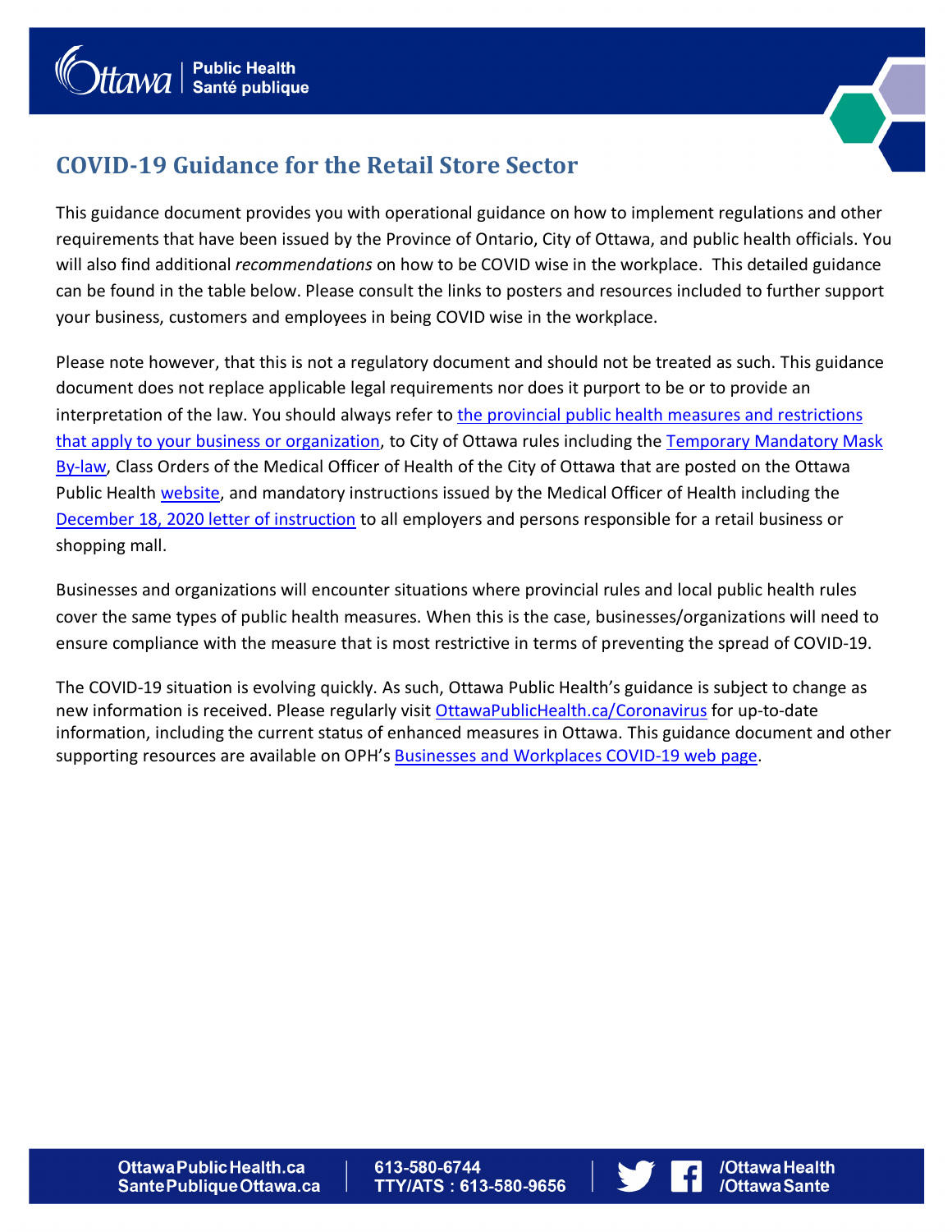# COVID-19 Guidance for the Retail Store Sector

This guidance document provides you with operational guidance on how to implement regulations and other requirements that have been issued by the Province of Ontario, City of Ottawa, and public health officials. You will also find additional *recommendations* on how to be COVID wise in the workplace. This detailed guidance can be found in the table below. Please consult the links to posters and resources included to further support your business, customers and employees in being COVID wise in the workplace.

Please note however, that this is not a regulatory document and should not be treated as such. This guidance document does not replace applicable legal requirements nor does it purport to be or to provide an interpretation of the law. You should always refer to the provincial public health measures and restrictions that apply to your business or organization, to City of Ottawa rules including the Temporary Mandatory Mask By-law, Class Orders of the Medical Officer of Health of the City of Ottawa that are posted on the Ottawa Public Health website, and mandatory instructions issued by the Medical Officer of Health including the December 18, 2020 letter of instruction to all employers and persons responsible for a retail business or shopping mall.

Businesses and organizations will encounter situations where provincial rules and local public health rules cover the same types of public health measures. When this is the case, businesses/organizations will need to ensure compliance with the measure that is most restrictive in terms of preventing the spread of COVID-19.

The COVID-19 situation is evolving quickly. As such, Ottawa Public Health's guidance is subject to change as new information is received. Please regularly visit OttawaPublicHealth.ca/Coronavirus for up-to-date information, including the current status of enhanced measures in Ottawa. This guidance document and other supporting resources are available on OPH's Businesses and Workplaces COVID-19 web page.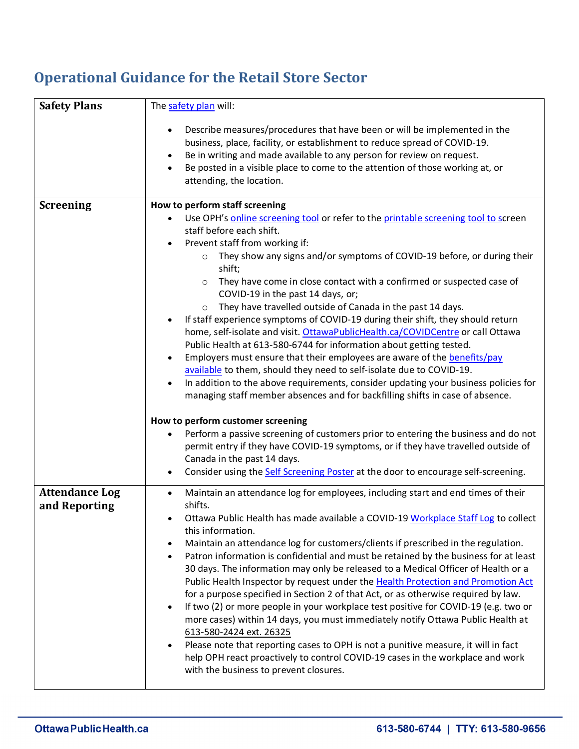# Operational Guidance for the Retail Store Sector

| | |
|---|---|
| **Safety Plans** | The safety plan will:<br><br>• Describe measures/procedures that have been or will be implemented in the business, place, facility, or establishment to reduce spread of COVID-19.<br>• Be in writing and made available to any person for review on request.<br>• Be posted in a visible place to come to the attention of those working at, or attending, the location. |
| **Screening** | **How to perform staff screening**<br>• Use OPH's online screening tool or refer to the printable screening tool to screen staff before each shift.<br>• Prevent staff from working if:<br>  ◦ They show any signs and/or symptoms of COVID-19 before, or during their shift;<br>  ◦ They have come in close contact with a confirmed or suspected case of COVID-19 in the past 14 days, or;<br>  ◦ They have travelled outside of Canada in the past 14 days.<br>• If staff experience symptoms of COVID-19 during their shift, they should return home, self-isolate and visit. OttawaPublicHealth.ca/COVIDCentre or call Ottawa Public Health at 613-580-6744 for information about getting tested.<br>• Employers must ensure that their employees are aware of the benefits/pay available to them, should they need to self-isolate due to COVID-19.<br>• In addition to the above requirements, consider updating your business policies for managing staff member absences and for backfilling shifts in case of absence.<br><br>**How to perform customer screening**<br>• Perform a passive screening of customers prior to entering the business and do not permit entry if they have COVID-19 symptoms, or if they have travelled outside of Canada in the past 14 days.<br>• Consider using the Self Screening Poster at the door to encourage self-screening. |
| **Attendance Log and Reporting** | • Maintain an attendance log for employees, including start and end times of their shifts.<br>• Ottawa Public Health has made available a COVID-19 Workplace Staff Log to collect this information.<br>• Maintain an attendance log for customers/clients if prescribed in the regulation.<br>• Patron information is confidential and must be retained by the business for at least 30 days. The information may only be released to a Medical Officer of Health or a Public Health Inspector by request under the Health Protection and Promotion Act for a purpose specified in Section 2 of that Act, or as otherwise required by law.<br>• If two (2) or more people in your workplace test positive for COVID-19 (e.g. two or more cases) within 14 days, you must immediately notify Ottawa Public Health at 613-580-2424 ext. 26325<br>• Please note that reporting cases to OPH is not a punitive measure, it will in fact help OPH react proactively to control COVID-19 cases in the workplace and work with the business to prevent closures. |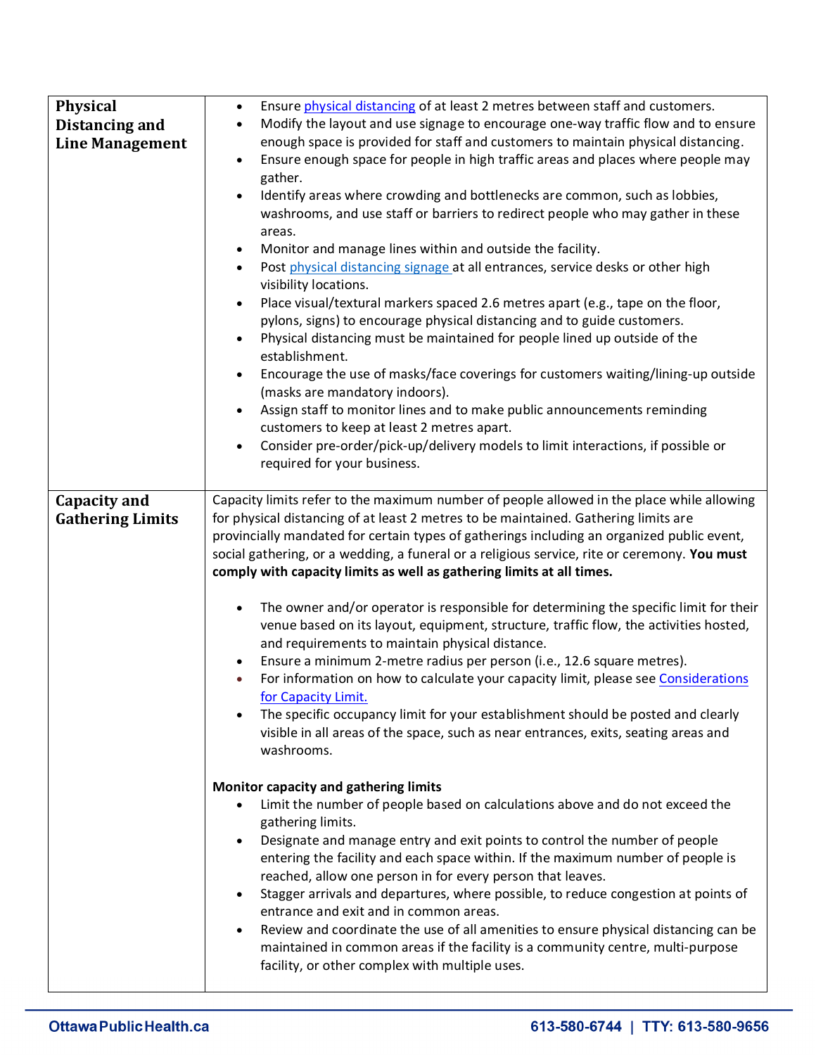| | |
|---|---|
| **Physical Distancing and Line Management** | • Ensure physical distancing of at least 2 metres between staff and customers.<br>• Modify the layout and use signage to encourage one-way traffic flow and to ensure enough space is provided for staff and customers to maintain physical distancing.<br>• Ensure enough space for people in high traffic areas and places where people may gather.<br>• Identify areas where crowding and bottlenecks are common, such as lobbies, washrooms, and use staff or barriers to redirect people who may gather in these areas.<br>• Monitor and manage lines within and outside the facility.<br>• Post physical distancing signage at all entrances, service desks or other high visibility locations.<br>• Place visual/textural markers spaced 2.6 metres apart (e.g., tape on the floor, pylons, signs) to encourage physical distancing and to guide customers.<br>• Physical distancing must be maintained for people lined up outside of the establishment.<br>• Encourage the use of masks/face coverings for customers waiting/lining-up outside (masks are mandatory indoors).<br>• Assign staff to monitor lines and to make public announcements reminding customers to keep at least 2 metres apart.<br>• Consider pre-order/pick-up/delivery models to limit interactions, if possible or required for your business. |
| **Capacity and Gathering Limits** | Capacity limits refer to the maximum number of people allowed in the place while allowing for physical distancing of at least 2 metres to be maintained. Gathering limits are provincially mandated for certain types of gatherings including an organized public event, social gathering, or a wedding, a funeral or a religious service, rite or ceremony. **You must comply with capacity limits as well as gathering limits at all times.**<br><br>• The owner and/or operator is responsible for determining the specific limit for their venue based on its layout, equipment, structure, traffic flow, the activities hosted, and requirements to maintain physical distance.<br>• Ensure a minimum 2-metre radius per person (i.e., 12.6 square metres).<br>• For information on how to calculate your capacity limit, please see Considerations for Capacity Limit.<br>• The specific occupancy limit for your establishment should be posted and clearly visible in all areas of the space, such as near entrances, exits, seating areas and washrooms.<br><br>**Monitor capacity and gathering limits**<br>• Limit the number of people based on calculations above and do not exceed the gathering limits.<br>• Designate and manage entry and exit points to control the number of people entering the facility and each space within. If the maximum number of people is reached, allow one person in for every person that leaves.<br>• Stagger arrivals and departures, where possible, to reduce congestion at points of entrance and exit and in common areas.<br>• Review and coordinate the use of all amenities to ensure physical distancing can be maintained in common areas if the facility is a community centre, multi-purpose facility, or other complex with multiple uses. |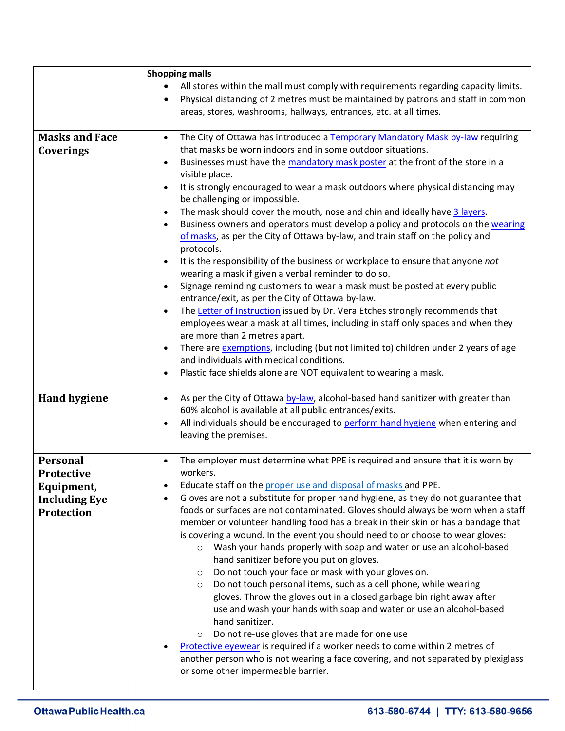| | |
|---|---|
| | **Shopping malls**<br>• All stores within the mall must comply with requirements regarding capacity limits.<br>• Physical distancing of 2 metres must be maintained by patrons and staff in common areas, stores, washrooms, hallways, entrances, etc. at all times. |
| **Masks and Face Coverings** | • The City of Ottawa has introduced a Temporary Mandatory Mask by-law requiring that masks be worn indoors and in some outdoor situations.<br>• Businesses must have the mandatory mask poster at the front of the store in a visible place.<br>• It is strongly encouraged to wear a mask outdoors where physical distancing may be challenging or impossible.<br>• The mask should cover the mouth, nose and chin and ideally have 3 layers.<br>• Business owners and operators must develop a policy and protocols on the wearing of masks, as per the City of Ottawa by-law, and train staff on the policy and protocols.<br>• It is the responsibility of the business or workplace to ensure that anyone *not* wearing a mask if given a verbal reminder to do so.<br>• Signage reminding customers to wear a mask must be posted at every public entrance/exit, as per the City of Ottawa by-law.<br>• The Letter of Instruction issued by Dr. Vera Etches strongly recommends that employees wear a mask at all times, including in staff only spaces and when they are more than 2 metres apart.<br>• There are exemptions, including (but not limited to) children under 2 years of age and individuals with medical conditions.<br>• Plastic face shields alone are NOT equivalent to wearing a mask. |
| **Hand hygiene** | • As per the City of Ottawa by-law, alcohol-based hand sanitizer with greater than 60% alcohol is available at all public entrances/exits.<br>• All individuals should be encouraged to perform hand hygiene when entering and leaving the premises. |
| **Personal Protective Equipment, Including Eye Protection** | • The employer must determine what PPE is required and ensure that it is worn by workers.<br>• Educate staff on the proper use and disposal of masks and PPE.<br>• Gloves are not a substitute for proper hand hygiene, as they do not guarantee that foods or surfaces are not contaminated. Gloves should always be worn when a staff member or volunteer handling food has a break in their skin or has a bandage that is covering a wound. In the event you should need to or choose to wear gloves:<br>&nbsp;&nbsp;&nbsp;&nbsp;○ Wash your hands properly with soap and water or use an alcohol-based hand sanitizer before you put on gloves.<br>&nbsp;&nbsp;&nbsp;&nbsp;○ Do not touch your face or mask with your gloves on.<br>&nbsp;&nbsp;&nbsp;&nbsp;○ Do not touch personal items, such as a cell phone, while wearing gloves. Throw the gloves out in a closed garbage bin right away after use and wash your hands with soap and water or use an alcohol-based hand sanitizer.<br>&nbsp;&nbsp;&nbsp;&nbsp;○ Do not re-use gloves that are made for one use<br>• Protective eyewear is required if a worker needs to come within 2 metres of another person who is not wearing a face covering, and not separated by plexiglass or some other impermeable barrier. |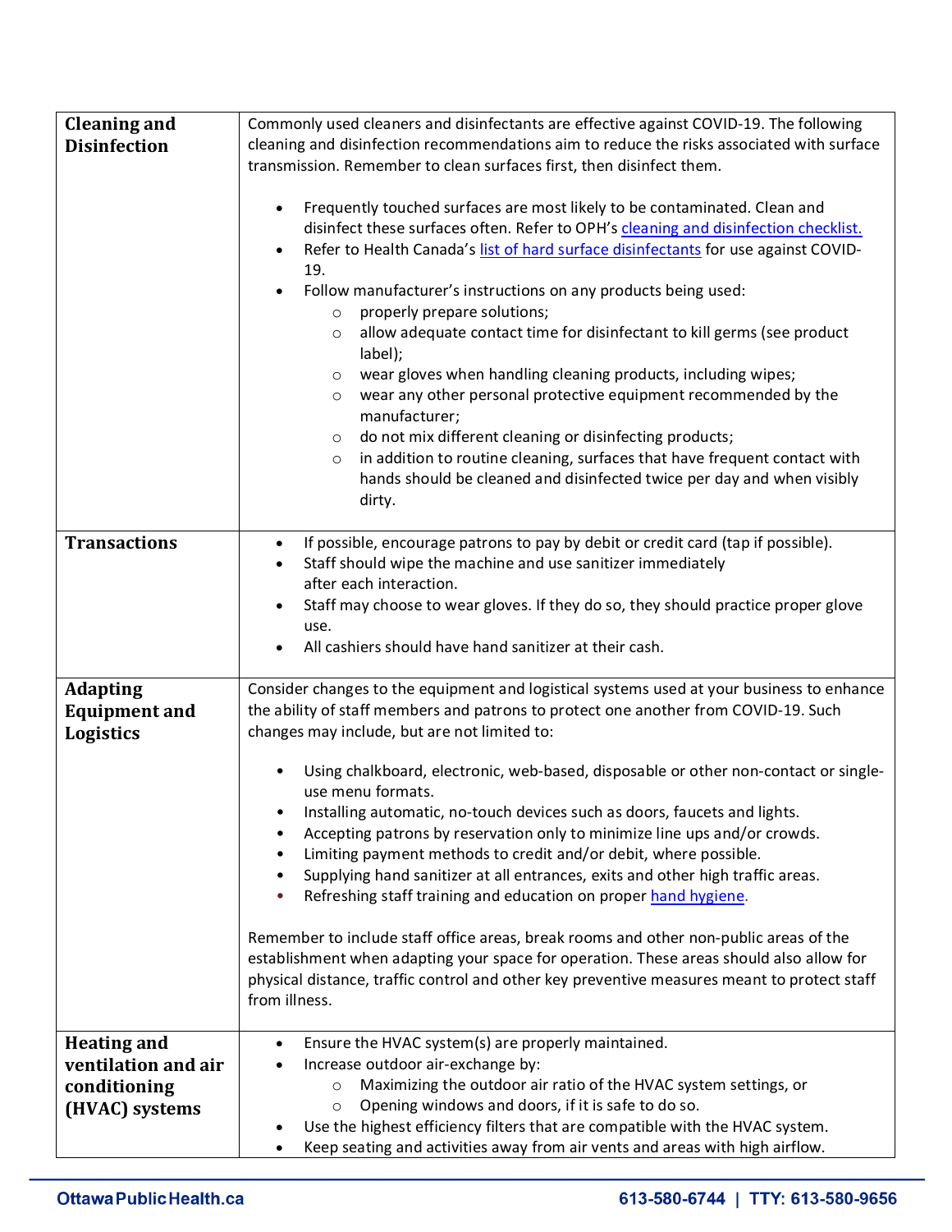| | |
|---|---|
| **Cleaning and Disinfection** | Commonly used cleaners and disinfectants are effective against COVID-19. The following cleaning and disinfection recommendations aim to reduce the risks associated with surface transmission. Remember to clean surfaces first, then disinfect them.<br><br>• Frequently touched surfaces are most likely to be contaminated. Clean and disinfect these surfaces often. Refer to OPH's cleaning and disinfection checklist.<br>• Refer to Health Canada's list of hard surface disinfectants for use against COVID-19.<br>• Follow manufacturer's instructions on any products being used:<br>&nbsp;&nbsp;&nbsp;&nbsp;○ properly prepare solutions;<br>&nbsp;&nbsp;&nbsp;&nbsp;○ allow adequate contact time for disinfectant to kill germs (see product label);<br>&nbsp;&nbsp;&nbsp;&nbsp;○ wear gloves when handling cleaning products, including wipes;<br>&nbsp;&nbsp;&nbsp;&nbsp;○ wear any other personal protective equipment recommended by the manufacturer;<br>&nbsp;&nbsp;&nbsp;&nbsp;○ do not mix different cleaning or disinfecting products;<br>&nbsp;&nbsp;&nbsp;&nbsp;○ in addition to routine cleaning, surfaces that have frequent contact with hands should be cleaned and disinfected twice per day and when visibly dirty. |
| **Transactions** | • If possible, encourage patrons to pay by debit or credit card (tap if possible).<br>• Staff should wipe the machine and use sanitizer immediately after each interaction.<br>• Staff may choose to wear gloves. If they do so, they should practice proper glove use.<br>• All cashiers should have hand sanitizer at their cash. |
| **Adapting Equipment and Logistics** | Consider changes to the equipment and logistical systems used at your business to enhance the ability of staff members and patrons to protect one another from COVID-19. Such changes may include, but are not limited to:<br><br>• Using chalkboard, electronic, web-based, disposable or other non-contact or single-use menu formats.<br>• Installing automatic, no-touch devices such as doors, faucets and lights.<br>• Accepting patrons by reservation only to minimize line ups and/or crowds.<br>• Limiting payment methods to credit and/or debit, where possible.<br>• Supplying hand sanitizer at all entrances, exits and other high traffic areas.<br>• Refreshing staff training and education on proper hand hygiene.<br><br>Remember to include staff office areas, break rooms and other non-public areas of the establishment when adapting your space for operation. These areas should also allow for physical distance, traffic control and other key preventive measures meant to protect staff from illness. |
| **Heating and ventilation and air conditioning (HVAC) systems** | • Ensure the HVAC system(s) are properly maintained.<br>• Increase outdoor air-exchange by:<br>&nbsp;&nbsp;&nbsp;&nbsp;○ Maximizing the outdoor air ratio of the HVAC system settings, or<br>&nbsp;&nbsp;&nbsp;&nbsp;○ Opening windows and doors, if it is safe to do so.<br>• Use the highest efficiency filters that are compatible with the HVAC system.<br>• Keep seating and activities away from air vents and areas with high airflow. |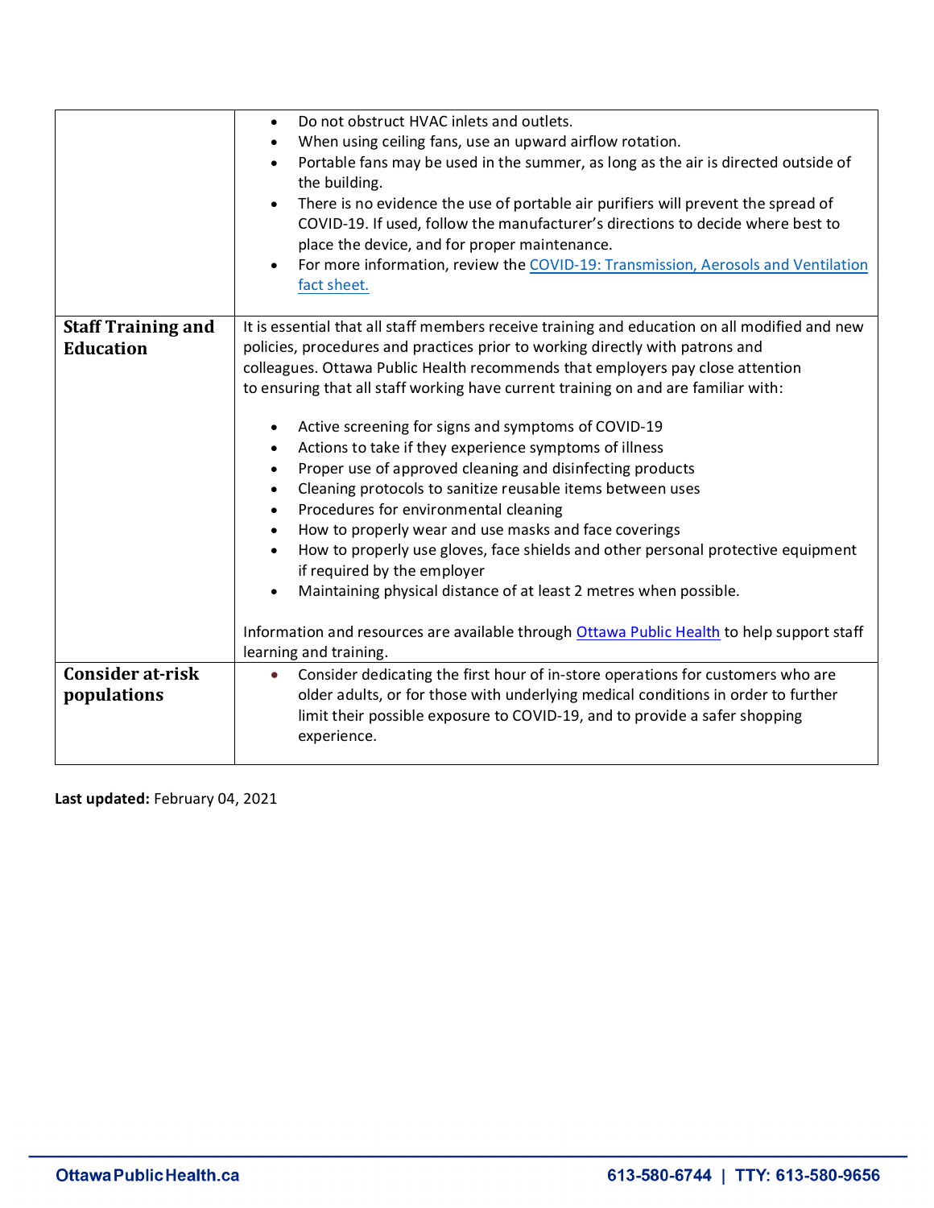| | |
|---|---|
| | • Do not obstruct HVAC inlets and outlets.<br>• When using ceiling fans, use an upward airflow rotation.<br>• Portable fans may be used in the summer, as long as the air is directed outside of the building.<br>• There is no evidence the use of portable air purifiers will prevent the spread of COVID-19. If used, follow the manufacturer's directions to decide where best to place the device, and for proper maintenance.<br>• For more information, review the [COVID-19: Transmission, Aerosols and Ventilation fact sheet.]() |
| **Staff Training and Education** | It is essential that all staff members receive training and education on all modified and new policies, procedures and practices prior to working directly with patrons and colleagues. Ottawa Public Health recommends that employers pay close attention to ensuring that all staff working have current training on and are familiar with:<br><br>• Active screening for signs and symptoms of COVID-19<br>• Actions to take if they experience symptoms of illness<br>• Proper use of approved cleaning and disinfecting products<br>• Cleaning protocols to sanitize reusable items between uses<br>• Procedures for environmental cleaning<br>• How to properly wear and use masks and face coverings<br>• How to properly use gloves, face shields and other personal protective equipment if required by the employer<br>• Maintaining physical distance of at least 2 metres when possible.<br><br>Information and resources are available through [Ottawa Public Health]() to help support staff learning and training. |
| **Consider at-risk populations** | • Consider dedicating the first hour of in-store operations for customers who are older adults, or for those with underlying medical conditions in order to further limit their possible exposure to COVID-19, and to provide a safer shopping experience. |

**Last updated:** February 04, 2021